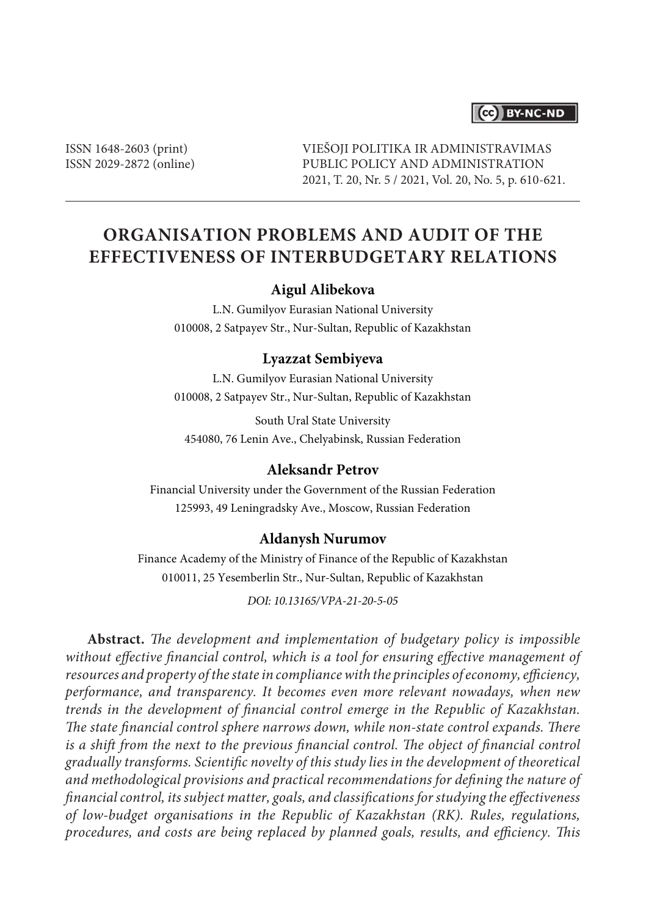ISSN 1648-2603 (print)
ISSN 2029-2872 (online)

VIEŠOJI POLITIKA IR ADMINISTRAVIMAS
PUBLIC POLICY AND ADMINISTRATION
2021, T. 20, Nr. 5 / 2021, Vol. 20, No. 5, p. 610-621.

# ORGANISATION PROBLEMS AND AUDIT OF THE EFFECTIVENESS OF INTERBUDGETARY RELATIONS

**Aigul Alibekova**

L.N. Gumilyov Eurasian National University
010008, 2 Satpayev Str., Nur-Sultan, Republic of Kazakhstan

**Lyazzat Sembiyeva**

L.N. Gumilyov Eurasian National University
010008, 2 Satpayev Str., Nur-Sultan, Republic of Kazakhstan

South Ural State University
454080, 76 Lenin Ave., Chelyabinsk, Russian Federation

**Aleksandr Petrov**

Financial University under the Government of the Russian Federation
125993, 49 Leningradsky Ave., Moscow, Russian Federation

**Aldanysh Nurumov**

Finance Academy of the Ministry of Finance of the Republic of Kazakhstan
010011, 25 Yesemberlin Str., Nur-Sultan, Republic of Kazakhstan

*DOI: 10.13165/VPA-21-20-5-05*

**Abstract.** *The development and implementation of budgetary policy is impossible without effective financial control, which is a tool for ensuring effective management of resources and property of the state in compliance with the principles of economy, efficiency, performance, and transparency. It becomes even more relevant nowadays, when new trends in the development of financial control emerge in the Republic of Kazakhstan. The state financial control sphere narrows down, while non-state control expands. There is a shift from the next to the previous financial control. The object of financial control gradually transforms. Scientific novelty of this study lies in the development of theoretical and methodological provisions and practical recommendations for defining the nature of financial control, its subject matter, goals, and classifications for studying the effectiveness of low-budget organisations in the Republic of Kazakhstan (RK). Rules, regulations, procedures, and costs are being replaced by planned goals, results, and efficiency. This*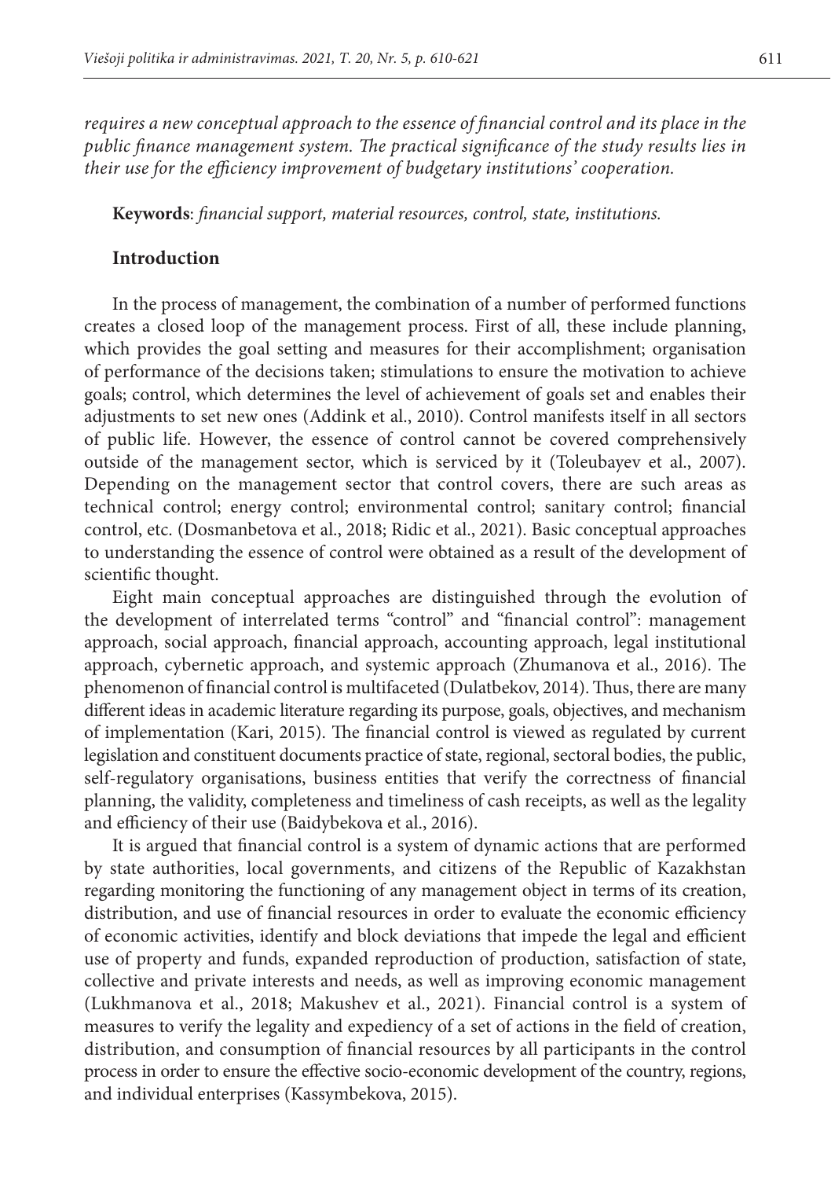*requires a new conceptual approach to the essence of financial control and its place in the public finance management system. The practical significance of the study results lies in their use for the efficiency improvement of budgetary institutions' cooperation.*

**Keywords**: *financial support, material resources, control, state, institutions.*

## Introduction

In the process of management, the combination of a number of performed functions creates a closed loop of the management process. First of all, these include planning, which provides the goal setting and measures for their accomplishment; organisation of performance of the decisions taken; stimulations to ensure the motivation to achieve goals; control, which determines the level of achievement of goals set and enables their adjustments to set new ones (Addink et al., 2010). Control manifests itself in all sectors of public life. However, the essence of control cannot be covered comprehensively outside of the management sector, which is serviced by it (Toleubayev et al., 2007). Depending on the management sector that control covers, there are such areas as technical control; energy control; environmental control; sanitary control; financial control, etc. (Dosmanbetova et al., 2018; Ridic et al., 2021). Basic conceptual approaches to understanding the essence of control were obtained as a result of the development of scientific thought.

Eight main conceptual approaches are distinguished through the evolution of the development of interrelated terms "control" and "financial control": management approach, social approach, financial approach, accounting approach, legal institutional approach, cybernetic approach, and systemic approach (Zhumanova et al., 2016). The phenomenon of financial control is multifaceted (Dulatbekov, 2014). Thus, there are many different ideas in academic literature regarding its purpose, goals, objectives, and mechanism of implementation (Kari, 2015). The financial control is viewed as regulated by current legislation and constituent documents practice of state, regional, sectoral bodies, the public, self-regulatory organisations, business entities that verify the correctness of financial planning, the validity, completeness and timeliness of cash receipts, as well as the legality and efficiency of their use (Baidybekova et al., 2016).

It is argued that financial control is a system of dynamic actions that are performed by state authorities, local governments, and citizens of the Republic of Kazakhstan regarding monitoring the functioning of any management object in terms of its creation, distribution, and use of financial resources in order to evaluate the economic efficiency of economic activities, identify and block deviations that impede the legal and efficient use of property and funds, expanded reproduction of production, satisfaction of state, collective and private interests and needs, as well as improving economic management (Lukhmanova et al., 2018; Makushev et al., 2021). Financial control is a system of measures to verify the legality and expediency of a set of actions in the field of creation, distribution, and consumption of financial resources by all participants in the control process in order to ensure the effective socio-economic development of the country, regions, and individual enterprises (Kassymbekova, 2015).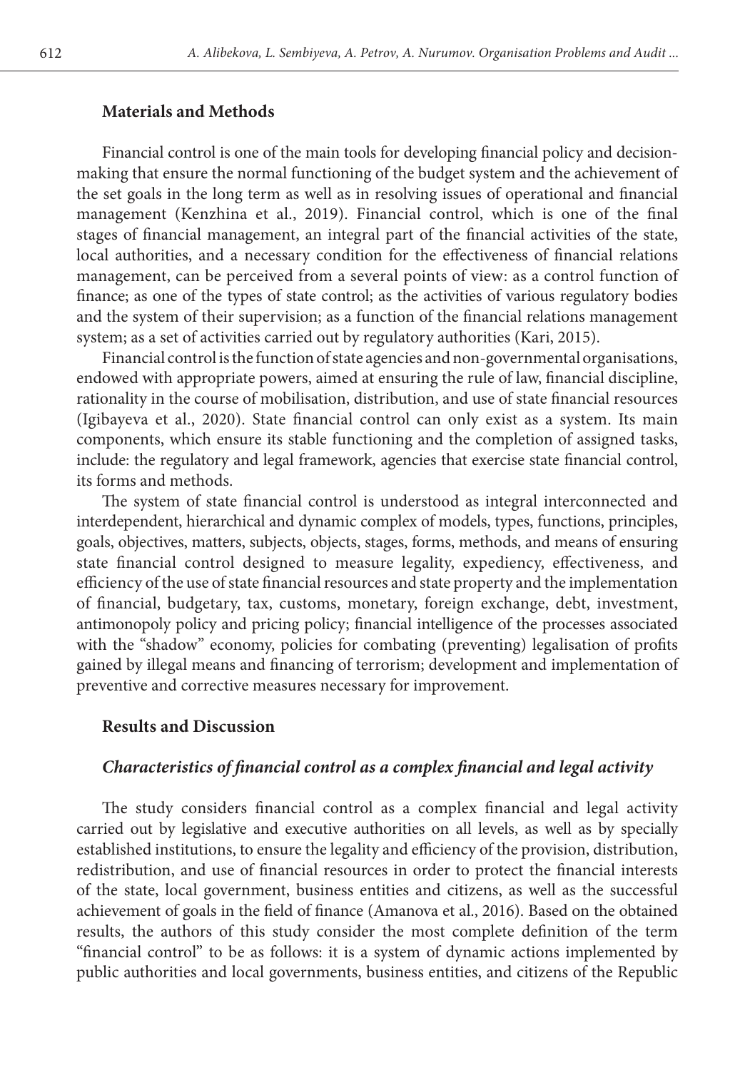## Materials and Methods

Financial control is one of the main tools for developing financial policy and decision-making that ensure the normal functioning of the budget system and the achievement of the set goals in the long term as well as in resolving issues of operational and financial management (Kenzhina et al., 2019). Financial control, which is one of the final stages of financial management, an integral part of the financial activities of the state, local authorities, and a necessary condition for the effectiveness of financial relations management, can be perceived from a several points of view: as a control function of finance; as one of the types of state control; as the activities of various regulatory bodies and the system of their supervision; as a function of the financial relations management system; as a set of activities carried out by regulatory authorities (Kari, 2015).

Financial control is the function of state agencies and non-governmental organisations, endowed with appropriate powers, aimed at ensuring the rule of law, financial discipline, rationality in the course of mobilisation, distribution, and use of state financial resources (Igibayeva et al., 2020). State financial control can only exist as a system. Its main components, which ensure its stable functioning and the completion of assigned tasks, include: the regulatory and legal framework, agencies that exercise state financial control, its forms and methods.

The system of state financial control is understood as integral interconnected and interdependent, hierarchical and dynamic complex of models, types, functions, principles, goals, objectives, matters, subjects, objects, stages, forms, methods, and means of ensuring state financial control designed to measure legality, expediency, effectiveness, and efficiency of the use of state financial resources and state property and the implementation of financial, budgetary, tax, customs, monetary, foreign exchange, debt, investment, antimonopoly policy and pricing policy; financial intelligence of the processes associated with the "shadow" economy, policies for combating (preventing) legalisation of profits gained by illegal means and financing of terrorism; development and implementation of preventive and corrective measures necessary for improvement.

## Results and Discussion

### *Characteristics of financial control as a complex financial and legal activity*

The study considers financial control as a complex financial and legal activity carried out by legislative and executive authorities on all levels, as well as by specially established institutions, to ensure the legality and efficiency of the provision, distribution, redistribution, and use of financial resources in order to protect the financial interests of the state, local government, business entities and citizens, as well as the successful achievement of goals in the field of finance (Amanova et al., 2016). Based on the obtained results, the authors of this study consider the most complete definition of the term "financial control" to be as follows: it is a system of dynamic actions implemented by public authorities and local governments, business entities, and citizens of the Republic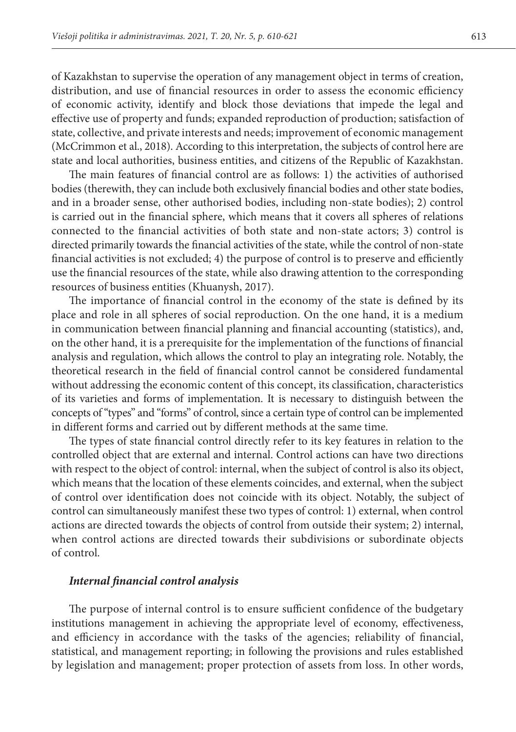of Kazakhstan to supervise the operation of any management object in terms of creation, distribution, and use of financial resources in order to assess the economic efficiency of economic activity, identify and block those deviations that impede the legal and effective use of property and funds; expanded reproduction of production; satisfaction of state, collective, and private interests and needs; improvement of economic management (McCrimmon et al., 2018). According to this interpretation, the subjects of control here are state and local authorities, business entities, and citizens of the Republic of Kazakhstan.

The main features of financial control are as follows: 1) the activities of authorised bodies (therewith, they can include both exclusively financial bodies and other state bodies, and in a broader sense, other authorised bodies, including non-state bodies); 2) control is carried out in the financial sphere, which means that it covers all spheres of relations connected to the financial activities of both state and non-state actors; 3) control is directed primarily towards the financial activities of the state, while the control of non-state financial activities is not excluded; 4) the purpose of control is to preserve and efficiently use the financial resources of the state, while also drawing attention to the corresponding resources of business entities (Khuanysh, 2017).

The importance of financial control in the economy of the state is defined by its place and role in all spheres of social reproduction. On the one hand, it is a medium in communication between financial planning and financial accounting (statistics), and, on the other hand, it is a prerequisite for the implementation of the functions of financial analysis and regulation, which allows the control to play an integrating role. Notably, the theoretical research in the field of financial control cannot be considered fundamental without addressing the economic content of this concept, its classification, characteristics of its varieties and forms of implementation. It is necessary to distinguish between the concepts of "types" and "forms" of control, since a certain type of control can be implemented in different forms and carried out by different methods at the same time.

The types of state financial control directly refer to its key features in relation to the controlled object that are external and internal. Control actions can have two directions with respect to the object of control: internal, when the subject of control is also its object, which means that the location of these elements coincides, and external, when the subject of control over identification does not coincide with its object. Notably, the subject of control can simultaneously manifest these two types of control: 1) external, when control actions are directed towards the objects of control from outside their system; 2) internal, when control actions are directed towards their subdivisions or subordinate objects of control.

### *Internal financial control analysis*

The purpose of internal control is to ensure sufficient confidence of the budgetary institutions management in achieving the appropriate level of economy, effectiveness, and efficiency in accordance with the tasks of the agencies; reliability of financial, statistical, and management reporting; in following the provisions and rules established by legislation and management; proper protection of assets from loss. In other words,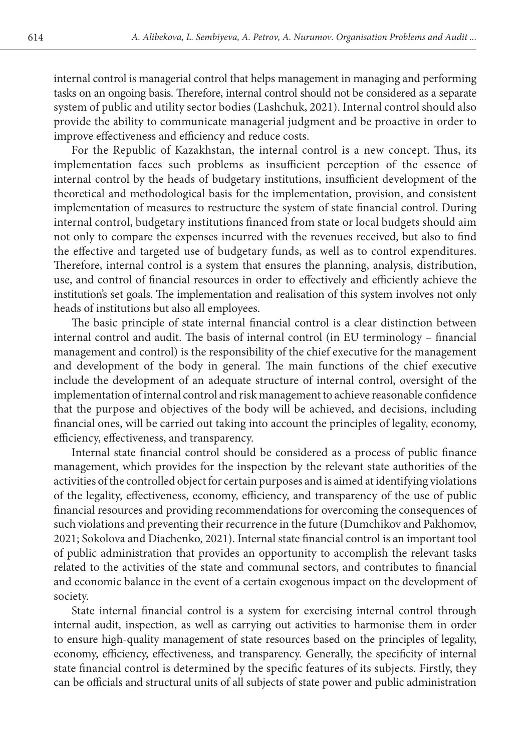internal control is managerial control that helps management in managing and performing tasks on an ongoing basis. Therefore, internal control should not be considered as a separate system of public and utility sector bodies (Lashchuk, 2021). Internal control should also provide the ability to communicate managerial judgment and be proactive in order to improve effectiveness and efficiency and reduce costs.

For the Republic of Kazakhstan, the internal control is a new concept. Thus, its implementation faces such problems as insufficient perception of the essence of internal control by the heads of budgetary institutions, insufficient development of the theoretical and methodological basis for the implementation, provision, and consistent implementation of measures to restructure the system of state financial control. During internal control, budgetary institutions financed from state or local budgets should aim not only to compare the expenses incurred with the revenues received, but also to find the effective and targeted use of budgetary funds, as well as to control expenditures. Therefore, internal control is a system that ensures the planning, analysis, distribution, use, and control of financial resources in order to effectively and efficiently achieve the institution's set goals. The implementation and realisation of this system involves not only heads of institutions but also all employees.

The basic principle of state internal financial control is a clear distinction between internal control and audit. The basis of internal control (in EU terminology – financial management and control) is the responsibility of the chief executive for the management and development of the body in general. The main functions of the chief executive include the development of an adequate structure of internal control, oversight of the implementation of internal control and risk management to achieve reasonable confidence that the purpose and objectives of the body will be achieved, and decisions, including financial ones, will be carried out taking into account the principles of legality, economy, efficiency, effectiveness, and transparency.

Internal state financial control should be considered as a process of public finance management, which provides for the inspection by the relevant state authorities of the activities of the controlled object for certain purposes and is aimed at identifying violations of the legality, effectiveness, economy, efficiency, and transparency of the use of public financial resources and providing recommendations for overcoming the consequences of such violations and preventing their recurrence in the future (Dumchikov and Pakhomov, 2021; Sokolova and Diachenko, 2021). Internal state financial control is an important tool of public administration that provides an opportunity to accomplish the relevant tasks related to the activities of the state and communal sectors, and contributes to financial and economic balance in the event of a certain exogenous impact on the development of society.

State internal financial control is a system for exercising internal control through internal audit, inspection, as well as carrying out activities to harmonise them in order to ensure high-quality management of state resources based on the principles of legality, economy, efficiency, effectiveness, and transparency. Generally, the specificity of internal state financial control is determined by the specific features of its subjects. Firstly, they can be officials and structural units of all subjects of state power and public administration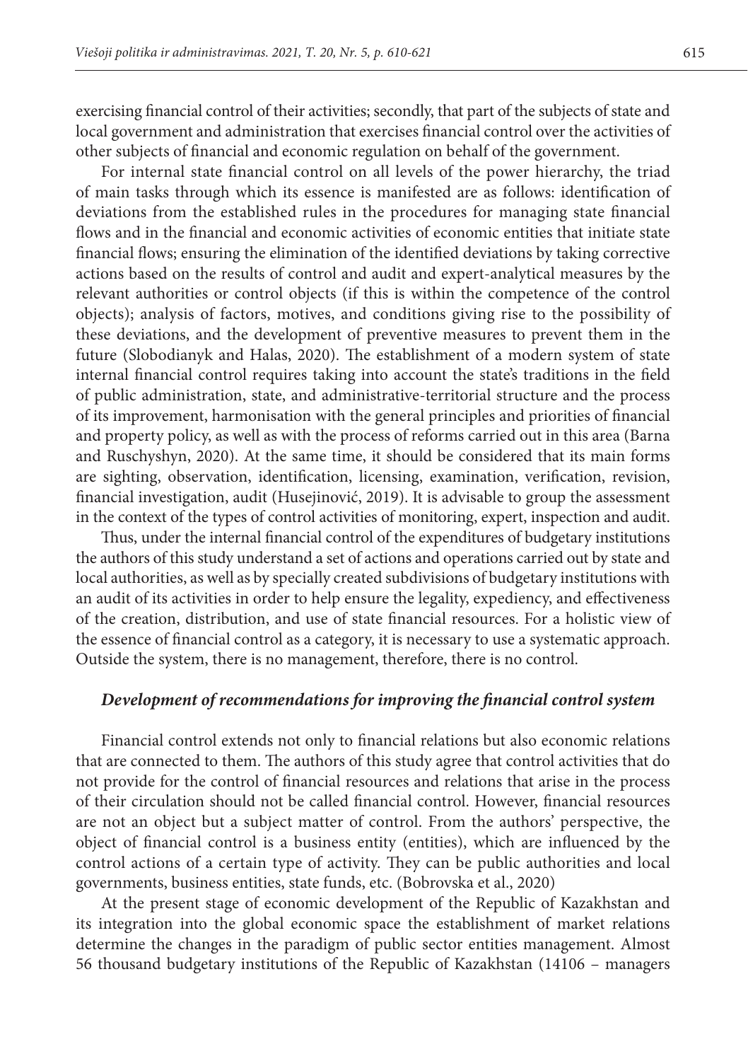exercising financial control of their activities; secondly, that part of the subjects of state and local government and administration that exercises financial control over the activities of other subjects of financial and economic regulation on behalf of the government.

For internal state financial control on all levels of the power hierarchy, the triad of main tasks through which its essence is manifested are as follows: identification of deviations from the established rules in the procedures for managing state financial flows and in the financial and economic activities of economic entities that initiate state financial flows; ensuring the elimination of the identified deviations by taking corrective actions based on the results of control and audit and expert-analytical measures by the relevant authorities or control objects (if this is within the competence of the control objects); analysis of factors, motives, and conditions giving rise to the possibility of these deviations, and the development of preventive measures to prevent them in the future (Slobodianyk and Halas, 2020). The establishment of a modern system of state internal financial control requires taking into account the state's traditions in the field of public administration, state, and administrative-territorial structure and the process of its improvement, harmonisation with the general principles and priorities of financial and property policy, as well as with the process of reforms carried out in this area (Barna and Ruschyshyn, 2020). At the same time, it should be considered that its main forms are sighting, observation, identification, licensing, examination, verification, revision, financial investigation, audit (Husejinović, 2019). It is advisable to group the assessment in the context of the types of control activities of monitoring, expert, inspection and audit.

Thus, under the internal financial control of the expenditures of budgetary institutions the authors of this study understand a set of actions and operations carried out by state and local authorities, as well as by specially created subdivisions of budgetary institutions with an audit of its activities in order to help ensure the legality, expediency, and effectiveness of the creation, distribution, and use of state financial resources. For a holistic view of the essence of financial control as a category, it is necessary to use a systematic approach. Outside the system, there is no management, therefore, there is no control.

### *Development of recommendations for improving the financial control system*

Financial control extends not only to financial relations but also economic relations that are connected to them. The authors of this study agree that control activities that do not provide for the control of financial resources and relations that arise in the process of their circulation should not be called financial control. However, financial resources are not an object but a subject matter of control. From the authors' perspective, the object of financial control is a business entity (entities), which are influenced by the control actions of a certain type of activity. They can be public authorities and local governments, business entities, state funds, etc. (Bobrovska et al., 2020)

At the present stage of economic development of the Republic of Kazakhstan and its integration into the global economic space the establishment of market relations determine the changes in the paradigm of public sector entities management. Almost 56 thousand budgetary institutions of the Republic of Kazakhstan (14106 – managers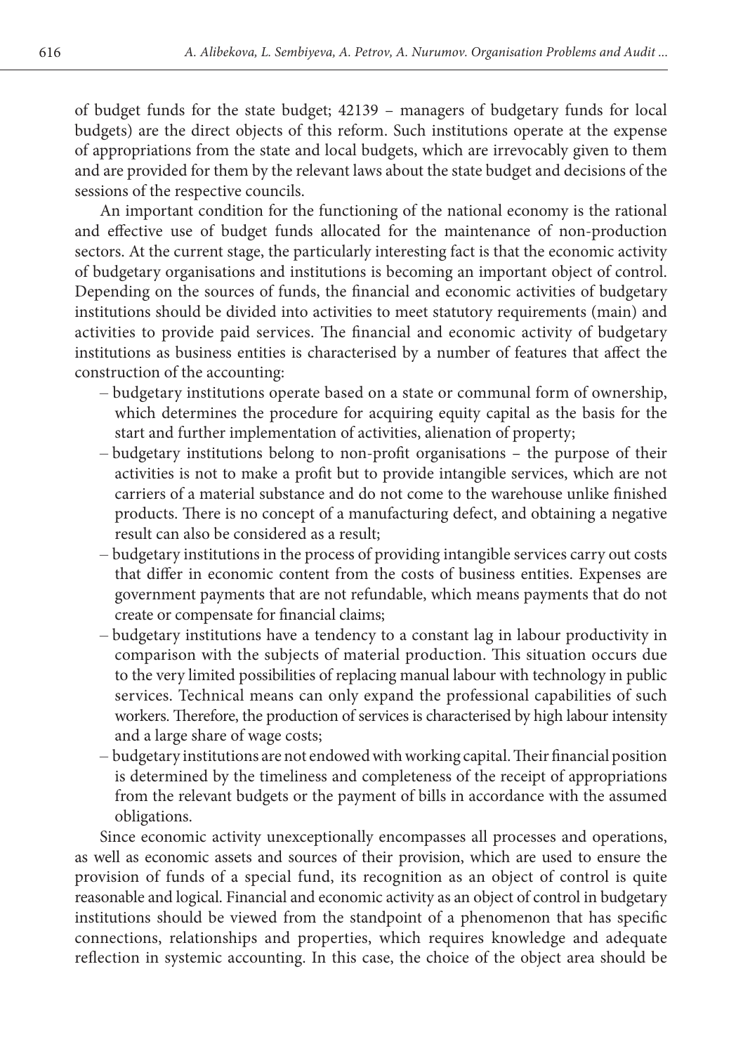of budget funds for the state budget; 42139 – managers of budgetary funds for local budgets) are the direct objects of this reform. Such institutions operate at the expense of appropriations from the state and local budgets, which are irrevocably given to them and are provided for them by the relevant laws about the state budget and decisions of the sessions of the respective councils.

An important condition for the functioning of the national economy is the rational and effective use of budget funds allocated for the maintenance of non-production sectors. At the current stage, the particularly interesting fact is that the economic activity of budgetary organisations and institutions is becoming an important object of control. Depending on the sources of funds, the financial and economic activities of budgetary institutions should be divided into activities to meet statutory requirements (main) and activities to provide paid services. The financial and economic activity of budgetary institutions as business entities is characterised by a number of features that affect the construction of the accounting:

- budgetary institutions operate based on a state or communal form of ownership, which determines the procedure for acquiring equity capital as the basis for the start and further implementation of activities, alienation of property;
- budgetary institutions belong to non-profit organisations – the purpose of their activities is not to make a profit but to provide intangible services, which are not carriers of a material substance and do not come to the warehouse unlike finished products. There is no concept of a manufacturing defect, and obtaining a negative result can also be considered as a result;
- budgetary institutions in the process of providing intangible services carry out costs that differ in economic content from the costs of business entities. Expenses are government payments that are not refundable, which means payments that do not create or compensate for financial claims;
- budgetary institutions have a tendency to a constant lag in labour productivity in comparison with the subjects of material production. This situation occurs due to the very limited possibilities of replacing manual labour with technology in public services. Technical means can only expand the professional capabilities of such workers. Therefore, the production of services is characterised by high labour intensity and a large share of wage costs;
- budgetary institutions are not endowed with working capital. Their financial position is determined by the timeliness and completeness of the receipt of appropriations from the relevant budgets or the payment of bills in accordance with the assumed obligations.

Since economic activity unexceptionally encompasses all processes and operations, as well as economic assets and sources of their provision, which are used to ensure the provision of funds of a special fund, its recognition as an object of control is quite reasonable and logical. Financial and economic activity as an object of control in budgetary institutions should be viewed from the standpoint of a phenomenon that has specific connections, relationships and properties, which requires knowledge and adequate reflection in systemic accounting. In this case, the choice of the object area should be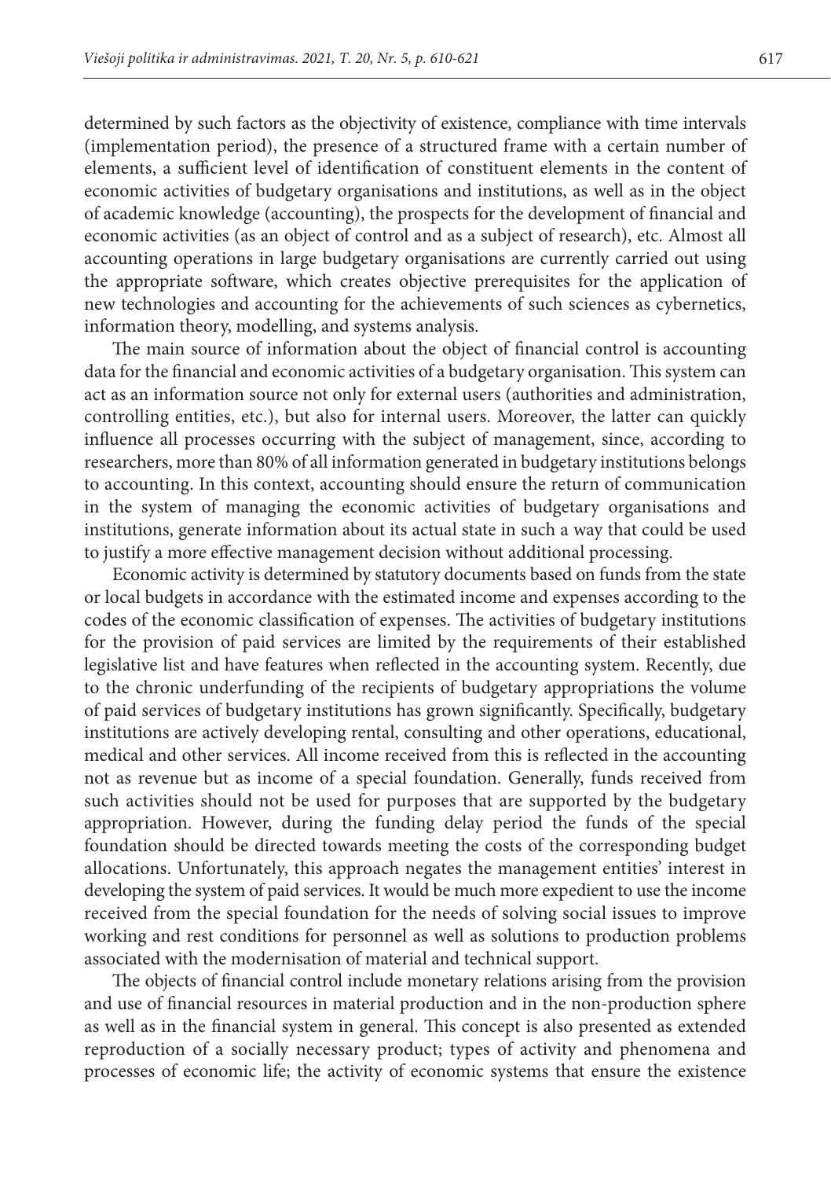determined by such factors as the objectivity of existence, compliance with time intervals (implementation period), the presence of a structured frame with a certain number of elements, a sufficient level of identification of constituent elements in the content of economic activities of budgetary organisations and institutions, as well as in the object of academic knowledge (accounting), the prospects for the development of financial and economic activities (as an object of control and as a subject of research), etc. Almost all accounting operations in large budgetary organisations are currently carried out using the appropriate software, which creates objective prerequisites for the application of new technologies and accounting for the achievements of such sciences as cybernetics, information theory, modelling, and systems analysis.

The main source of information about the object of financial control is accounting data for the financial and economic activities of a budgetary organisation. This system can act as an information source not only for external users (authorities and administration, controlling entities, etc.), but also for internal users. Moreover, the latter can quickly influence all processes occurring with the subject of management, since, according to researchers, more than 80% of all information generated in budgetary institutions belongs to accounting. In this context, accounting should ensure the return of communication in the system of managing the economic activities of budgetary organisations and institutions, generate information about its actual state in such a way that could be used to justify a more effective management decision without additional processing.

Economic activity is determined by statutory documents based on funds from the state or local budgets in accordance with the estimated income and expenses according to the codes of the economic classification of expenses. The activities of budgetary institutions for the provision of paid services are limited by the requirements of their established legislative list and have features when reflected in the accounting system. Recently, due to the chronic underfunding of the recipients of budgetary appropriations the volume of paid services of budgetary institutions has grown significantly. Specifically, budgetary institutions are actively developing rental, consulting and other operations, educational, medical and other services. All income received from this is reflected in the accounting not as revenue but as income of a special foundation. Generally, funds received from such activities should not be used for purposes that are supported by the budgetary appropriation. However, during the funding delay period the funds of the special foundation should be directed towards meeting the costs of the corresponding budget allocations. Unfortunately, this approach negates the management entities' interest in developing the system of paid services. It would be much more expedient to use the income received from the special foundation for the needs of solving social issues to improve working and rest conditions for personnel as well as solutions to production problems associated with the modernisation of material and technical support.

The objects of financial control include monetary relations arising from the provision and use of financial resources in material production and in the non-production sphere as well as in the financial system in general. This concept is also presented as extended reproduction of a socially necessary product; types of activity and phenomena and processes of economic life; the activity of economic systems that ensure the existence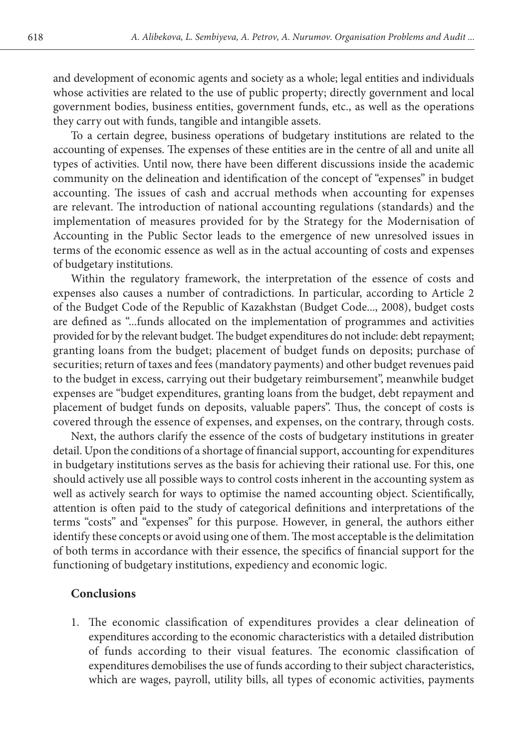and development of economic agents and society as a whole; legal entities and individuals whose activities are related to the use of public property; directly government and local government bodies, business entities, government funds, etc., as well as the operations they carry out with funds, tangible and intangible assets.

To a certain degree, business operations of budgetary institutions are related to the accounting of expenses. The expenses of these entities are in the centre of all and unite all types of activities. Until now, there have been different discussions inside the academic community on the delineation and identification of the concept of "expenses" in budget accounting. The issues of cash and accrual methods when accounting for expenses are relevant. The introduction of national accounting regulations (standards) and the implementation of measures provided for by the Strategy for the Modernisation of Accounting in the Public Sector leads to the emergence of new unresolved issues in terms of the economic essence as well as in the actual accounting of costs and expenses of budgetary institutions.

Within the regulatory framework, the interpretation of the essence of costs and expenses also causes a number of contradictions. In particular, according to Article 2 of the Budget Code of the Republic of Kazakhstan (Budget Code..., 2008), budget costs are defined as "...funds allocated on the implementation of programmes and activities provided for by the relevant budget. The budget expenditures do not include: debt repayment; granting loans from the budget; placement of budget funds on deposits; purchase of securities; return of taxes and fees (mandatory payments) and other budget revenues paid to the budget in excess, carrying out their budgetary reimbursement", meanwhile budget expenses are "budget expenditures, granting loans from the budget, debt repayment and placement of budget funds on deposits, valuable papers". Thus, the concept of costs is covered through the essence of expenses, and expenses, on the contrary, through costs.

Next, the authors clarify the essence of the costs of budgetary institutions in greater detail. Upon the conditions of a shortage of financial support, accounting for expenditures in budgetary institutions serves as the basis for achieving their rational use. For this, one should actively use all possible ways to control costs inherent in the accounting system as well as actively search for ways to optimise the named accounting object. Scientifically, attention is often paid to the study of categorical definitions and interpretations of the terms "costs" and "expenses" for this purpose. However, in general, the authors either identify these concepts or avoid using one of them. The most acceptable is the delimitation of both terms in accordance with their essence, the specifics of financial support for the functioning of budgetary institutions, expediency and economic logic.

## Conclusions

1. The economic classification of expenditures provides a clear delineation of expenditures according to the economic characteristics with a detailed distribution of funds according to their visual features. The economic classification of expenditures demobilises the use of funds according to their subject characteristics, which are wages, payroll, utility bills, all types of economic activities, payments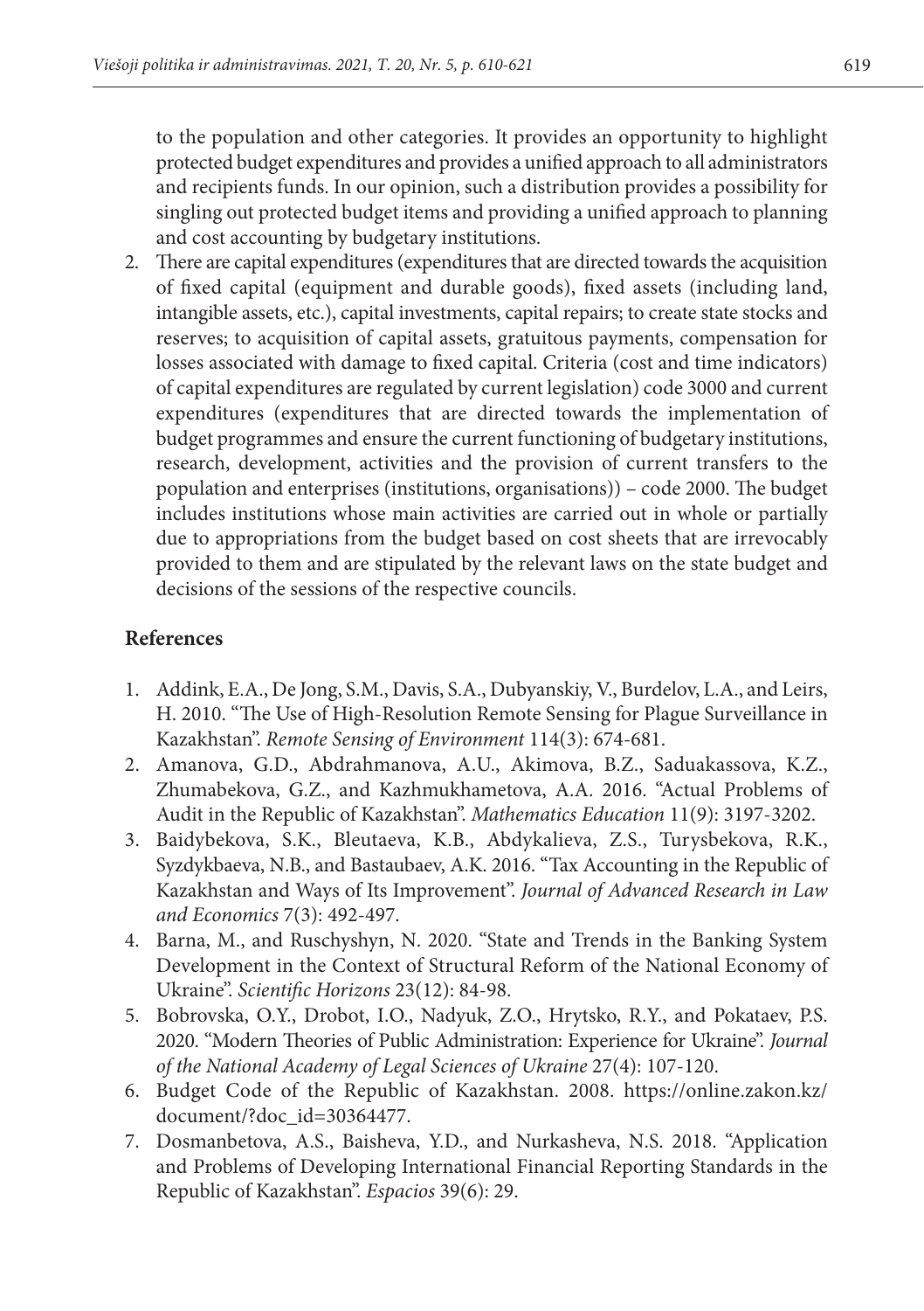to the population and other categories. It provides an opportunity to highlight protected budget expenditures and provides a unified approach to all administrators and recipients funds. In our opinion, such a distribution provides a possibility for singling out protected budget items and providing a unified approach to planning and cost accounting by budgetary institutions.

2. There are capital expenditures (expenditures that are directed towards the acquisition of fixed capital (equipment and durable goods), fixed assets (including land, intangible assets, etc.), capital investments, capital repairs; to create state stocks and reserves; to acquisition of capital assets, gratuitous payments, compensation for losses associated with damage to fixed capital. Criteria (cost and time indicators) of capital expenditures are regulated by current legislation) code 3000 and current expenditures (expenditures that are directed towards the implementation of budget programmes and ensure the current functioning of budgetary institutions, research, development, activities and the provision of current transfers to the population and enterprises (institutions, organisations)) – code 2000. The budget includes institutions whose main activities are carried out in whole or partially due to appropriations from the budget based on cost sheets that are irrevocably provided to them and are stipulated by the relevant laws on the state budget and decisions of the sessions of the respective councils.

## References

1. Addink, E.A., De Jong, S.M., Davis, S.A., Dubyanskiy, V., Burdelov, L.A., and Leirs, H. 2010. "The Use of High-Resolution Remote Sensing for Plague Surveillance in Kazakhstan". *Remote Sensing of Environment* 114(3): 674-681.
2. Amanova, G.D., Abdrahmanova, A.U., Akimova, B.Z., Saduakassova, K.Z., Zhumabekova, G.Z., and Kazhmukhametova, A.A. 2016. "Actual Problems of Audit in the Republic of Kazakhstan". *Mathematics Education* 11(9): 3197-3202.
3. Baidybekova, S.K., Bleutaeva, K.B., Abdykalieva, Z.S., Turysbekova, R.K., Syzdykbaeva, N.B., and Bastaubaev, A.K. 2016. "Tax Accounting in the Republic of Kazakhstan and Ways of Its Improvement". *Journal of Advanced Research in Law and Economics* 7(3): 492-497.
4. Barna, M., and Ruschyshyn, N. 2020. "State and Trends in the Banking System Development in the Context of Structural Reform of the National Economy of Ukraine". *Scientific Horizons* 23(12): 84-98.
5. Bobrovska, O.Y., Drobot, I.O., Nadyuk, Z.O., Hrytsko, R.Y., and Pokataev, P.S. 2020. "Modern Theories of Public Administration: Experience for Ukraine". *Journal of the National Academy of Legal Sciences of Ukraine* 27(4): 107-120.
6. Budget Code of the Republic of Kazakhstan. 2008. https://online.zakon.kz/document/?doc_id=30364477.
7. Dosmanbetova, A.S., Baisheva, Y.D., and Nurkasheva, N.S. 2018. "Application and Problems of Developing International Financial Reporting Standards in the Republic of Kazakhstan". *Espacios* 39(6): 29.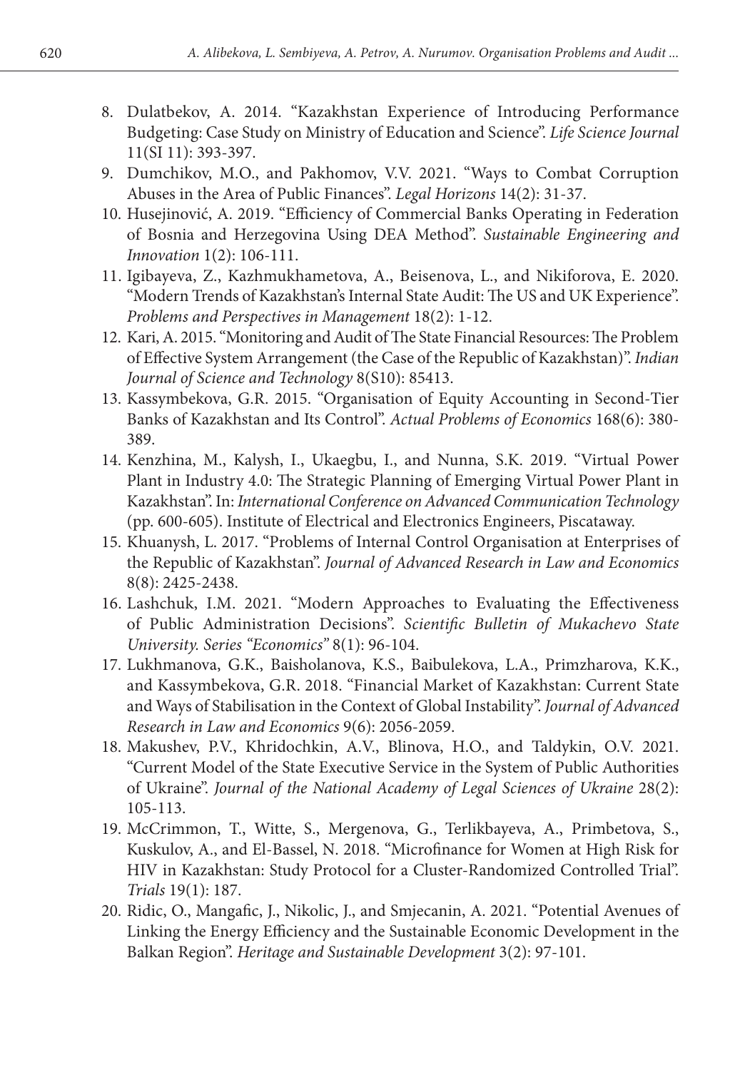8. Dulatbekov, A. 2014. "Kazakhstan Experience of Introducing Performance Budgeting: Case Study on Ministry of Education and Science". *Life Science Journal* 11(SI 11): 393-397.
9. Dumchikov, M.O., and Pakhomov, V.V. 2021. "Ways to Combat Corruption Abuses in the Area of Public Finances". *Legal Horizons* 14(2): 31-37.
10. Husejinović, A. 2019. "Efficiency of Commercial Banks Operating in Federation of Bosnia and Herzegovina Using DEA Method". *Sustainable Engineering and Innovation* 1(2): 106-111.
11. Igibayeva, Z., Kazhmukhametova, A., Beisenova, L., and Nikiforova, E. 2020. "Modern Trends of Kazakhstan's Internal State Audit: The US and UK Experience". *Problems and Perspectives in Management* 18(2): 1-12.
12. Kari, A. 2015. "Monitoring and Audit of The State Financial Resources: The Problem of Effective System Arrangement (the Case of the Republic of Kazakhstan)". *Indian Journal of Science and Technology* 8(S10): 85413.
13. Kassymbekova, G.R. 2015. "Organisation of Equity Accounting in Second-Tier Banks of Kazakhstan and Its Control". *Actual Problems of Economics* 168(6): 380-389.
14. Kenzhina, M., Kalysh, I., Ukaegbu, I., and Nunna, S.K. 2019. "Virtual Power Plant in Industry 4.0: The Strategic Planning of Emerging Virtual Power Plant in Kazakhstan". In: *International Conference on Advanced Communication Technology* (pp. 600-605). Institute of Electrical and Electronics Engineers, Piscataway.
15. Khuanysh, L. 2017. "Problems of Internal Control Organisation at Enterprises of the Republic of Kazakhstan". *Journal of Advanced Research in Law and Economics* 8(8): 2425-2438.
16. Lashchuk, I.M. 2021. "Modern Approaches to Evaluating the Effectiveness of Public Administration Decisions". *Scientific Bulletin of Mukachevo State University. Series "Economics"* 8(1): 96-104.
17. Lukhmanova, G.K., Baisholanova, K.S., Baibulekova, L.A., Primzharova, K.K., and Kassymbekova, G.R. 2018. "Financial Market of Kazakhstan: Current State and Ways of Stabilisation in the Context of Global Instability". *Journal of Advanced Research in Law and Economics* 9(6): 2056-2059.
18. Makushev, P.V., Khridochkin, A.V., Blinova, H.O., and Taldykin, O.V. 2021. "Current Model of the State Executive Service in the System of Public Authorities of Ukraine". *Journal of the National Academy of Legal Sciences of Ukraine* 28(2): 105-113.
19. McCrimmon, T., Witte, S., Mergenova, G., Terlikbayeva, A., Primbetova, S., Kuskulov, A., and El-Bassel, N. 2018. "Microfinance for Women at High Risk for HIV in Kazakhstan: Study Protocol for a Cluster-Randomized Controlled Trial". *Trials* 19(1): 187.
20. Ridic, O., Mangafic, J., Nikolic, J., and Smjecanin, A. 2021. "Potential Avenues of Linking the Energy Efficiency and the Sustainable Economic Development in the Balkan Region". *Heritage and Sustainable Development* 3(2): 97-101.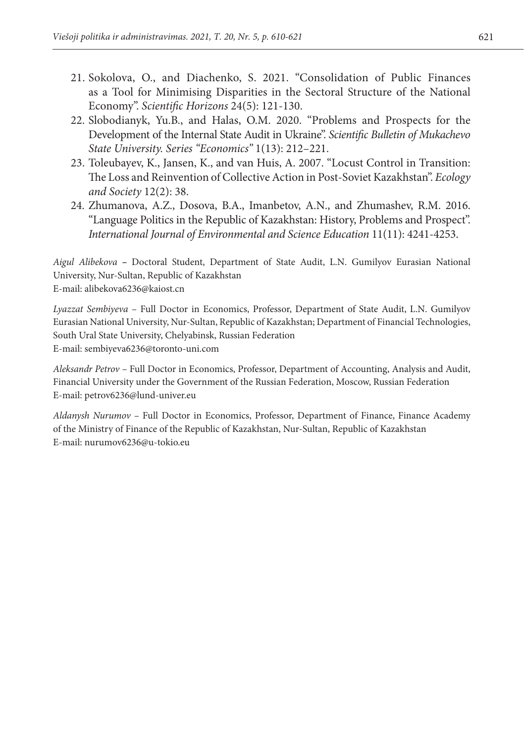21. Sokolova, O., and Diachenko, S. 2021. "Consolidation of Public Finances as a Tool for Minimising Disparities in the Sectoral Structure of the National Economy". *Scientific Horizons* 24(5): 121-130.
22. Slobodianyk, Yu.B., and Halas, O.M. 2020. "Problems and Prospects for the Development of the Internal State Audit in Ukraine". *Scientific Bulletin of Mukachevo State University. Series "Economics"* 1(13): 212–221.
23. Toleubayev, K., Jansen, K., and van Huis, A. 2007. "Locust Control in Transition: The Loss and Reinvention of Collective Action in Post-Soviet Kazakhstan". *Ecology and Society* 12(2): 38.
24. Zhumanova, A.Z., Dosova, B.A., Imanbetov, A.N., and Zhumashev, R.M. 2016. "Language Politics in the Republic of Kazakhstan: History, Problems and Prospect". *International Journal of Environmental and Science Education* 11(11): 4241-4253.

*Aigul Alibekova* – Doctoral Student, Department of State Audit, L.N. Gumilyov Eurasian National University, Nur-Sultan, Republic of Kazakhstan
E-mail: alibekova6236@kaiost.cn

*Lyazzat Sembiyeva* – Full Doctor in Economics, Professor, Department of State Audit, L.N. Gumilyov Eurasian National University, Nur-Sultan, Republic of Kazakhstan; Department of Financial Technologies, South Ural State University, Chelyabinsk, Russian Federation
E-mail: sembiyeva6236@toronto-uni.com

*Aleksandr Petrov* – Full Doctor in Economics, Professor, Department of Accounting, Analysis and Audit, Financial University under the Government of the Russian Federation, Moscow, Russian Federation
E-mail: petrov6236@lund-univer.eu

*Aldanysh Nurumov* – Full Doctor in Economics, Professor, Department of Finance, Finance Academy of the Ministry of Finance of the Republic of Kazakhstan, Nur-Sultan, Republic of Kazakhstan
E-mail: nurumov6236@u-tokio.eu